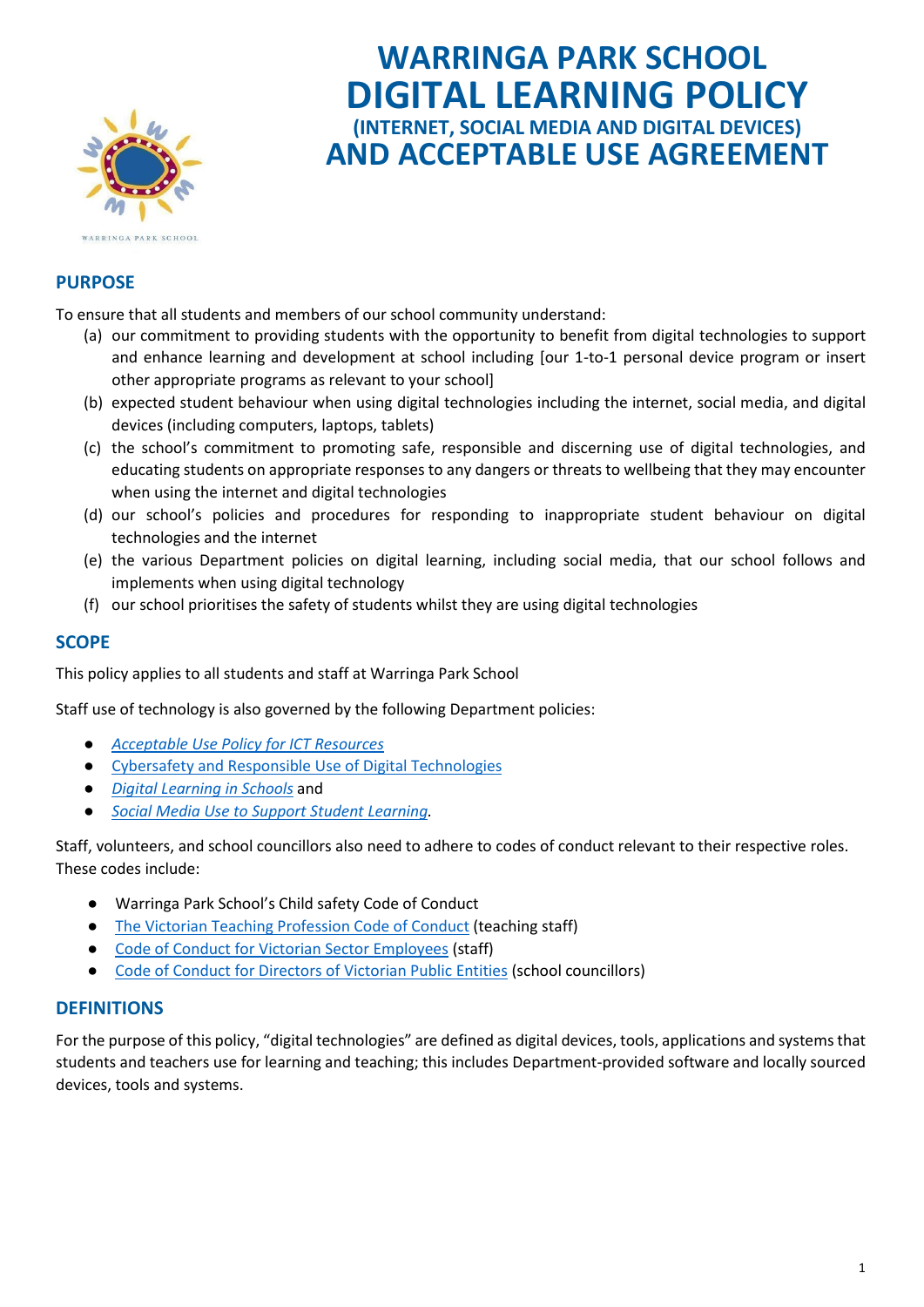# WARRINGA PARK SCHOOL
# DIGITAL LEARNING POLICY
### (INTERNET, SOCIAL MEDIA AND DIGITAL DEVICES)
# AND ACCEPTABLE USE AGREEMENT

## PURPOSE

To ensure that all students and members of our school community understand:

(a) our commitment to providing students with the opportunity to benefit from digital technologies to support and enhance learning and development at school including [our 1-to-1 personal device program or insert other appropriate programs as relevant to your school]

(b) expected student behaviour when using digital technologies including the internet, social media, and digital devices (including computers, laptops, tablets)

(c) the school's commitment to promoting safe, responsible and discerning use of digital technologies, and educating students on appropriate responses to any dangers or threats to wellbeing that they may encounter when using the internet and digital technologies

(d) our school's policies and procedures for responding to inappropriate student behaviour on digital technologies and the internet

(e) the various Department policies on digital learning, including social media, that our school follows and implements when using digital technology

(f) our school prioritises the safety of students whilst they are using digital technologies

## SCOPE

This policy applies to all students and staff at Warringa Park School

Staff use of technology is also governed by the following Department policies:

- *Acceptable Use Policy for ICT Resources*
- Cybersafety and Responsible Use of Digital Technologies
- *Digital Learning in Schools* and
- *Social Media Use to Support Student Learning.*

Staff, volunteers, and school councillors also need to adhere to codes of conduct relevant to their respective roles. These codes include:

- Warringa Park School's Child safety Code of Conduct
- The Victorian Teaching Profession Code of Conduct (teaching staff)
- Code of Conduct for Victorian Sector Employees (staff)
- Code of Conduct for Directors of Victorian Public Entities (school councillors)

## DEFINITIONS

For the purpose of this policy, "digital technologies" are defined as digital devices, tools, applications and systems that students and teachers use for learning and teaching; this includes Department-provided software and locally sourced devices, tools and systems.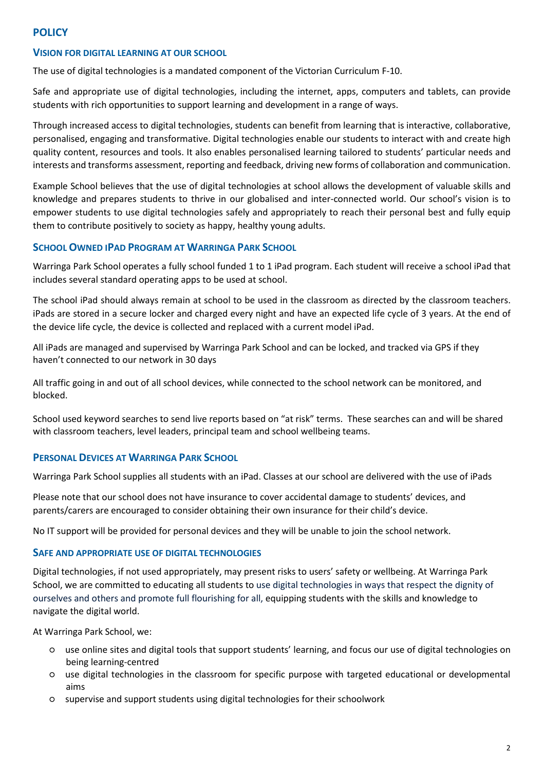## POLICY

### VISION FOR DIGITAL LEARNING AT OUR SCHOOL

The use of digital technologies is a mandated component of the Victorian Curriculum F-10.

Safe and appropriate use of digital technologies, including the internet, apps, computers and tablets, can provide students with rich opportunities to support learning and development in a range of ways.

Through increased access to digital technologies, students can benefit from learning that is interactive, collaborative, personalised, engaging and transformative. Digital technologies enable our students to interact with and create high quality content, resources and tools. It also enables personalised learning tailored to students' particular needs and interests and transforms assessment, reporting and feedback, driving new forms of collaboration and communication.

Example School believes that the use of digital technologies at school allows the development of valuable skills and knowledge and prepares students to thrive in our globalised and inter-connected world. Our school's vision is to empower students to use digital technologies safely and appropriately to reach their personal best and fully equip them to contribute positively to society as happy, healthy young adults.

### SCHOOL OWNED IPAD PROGRAM AT WARRINGA PARK SCHOOL

Warringa Park School operates a fully school funded 1 to 1 iPad program. Each student will receive a school iPad that includes several standard operating apps to be used at school.

The school iPad should always remain at school to be used in the classroom as directed by the classroom teachers. iPads are stored in a secure locker and charged every night and have an expected life cycle of 3 years. At the end of the device life cycle, the device is collected and replaced with a current model iPad.

All iPads are managed and supervised by Warringa Park School and can be locked, and tracked via GPS if they haven't connected to our network in 30 days

All traffic going in and out of all school devices, while connected to the school network can be monitored, and blocked.

School used keyword searches to send live reports based on "at risk" terms. These searches can and will be shared with classroom teachers, level leaders, principal team and school wellbeing teams.

### PERSONAL DEVICES AT WARRINGA PARK SCHOOL

Warringa Park School supplies all students with an iPad. Classes at our school are delivered with the use of iPads

Please note that our school does not have insurance to cover accidental damage to students' devices, and parents/carers are encouraged to consider obtaining their own insurance for their child's device.

No IT support will be provided for personal devices and they will be unable to join the school network.

### SAFE AND APPROPRIATE USE OF DIGITAL TECHNOLOGIES

Digital technologies, if not used appropriately, may present risks to users' safety or wellbeing. At Warringa Park School, we are committed to educating all students to use digital technologies in ways that respect the dignity of ourselves and others and promote full flourishing for all, equipping students with the skills and knowledge to navigate the digital world.

At Warringa Park School, we:

- use online sites and digital tools that support students' learning, and focus our use of digital technologies on being learning-centred
- use digital technologies in the classroom for specific purpose with targeted educational or developmental aims
- supervise and support students using digital technologies for their schoolwork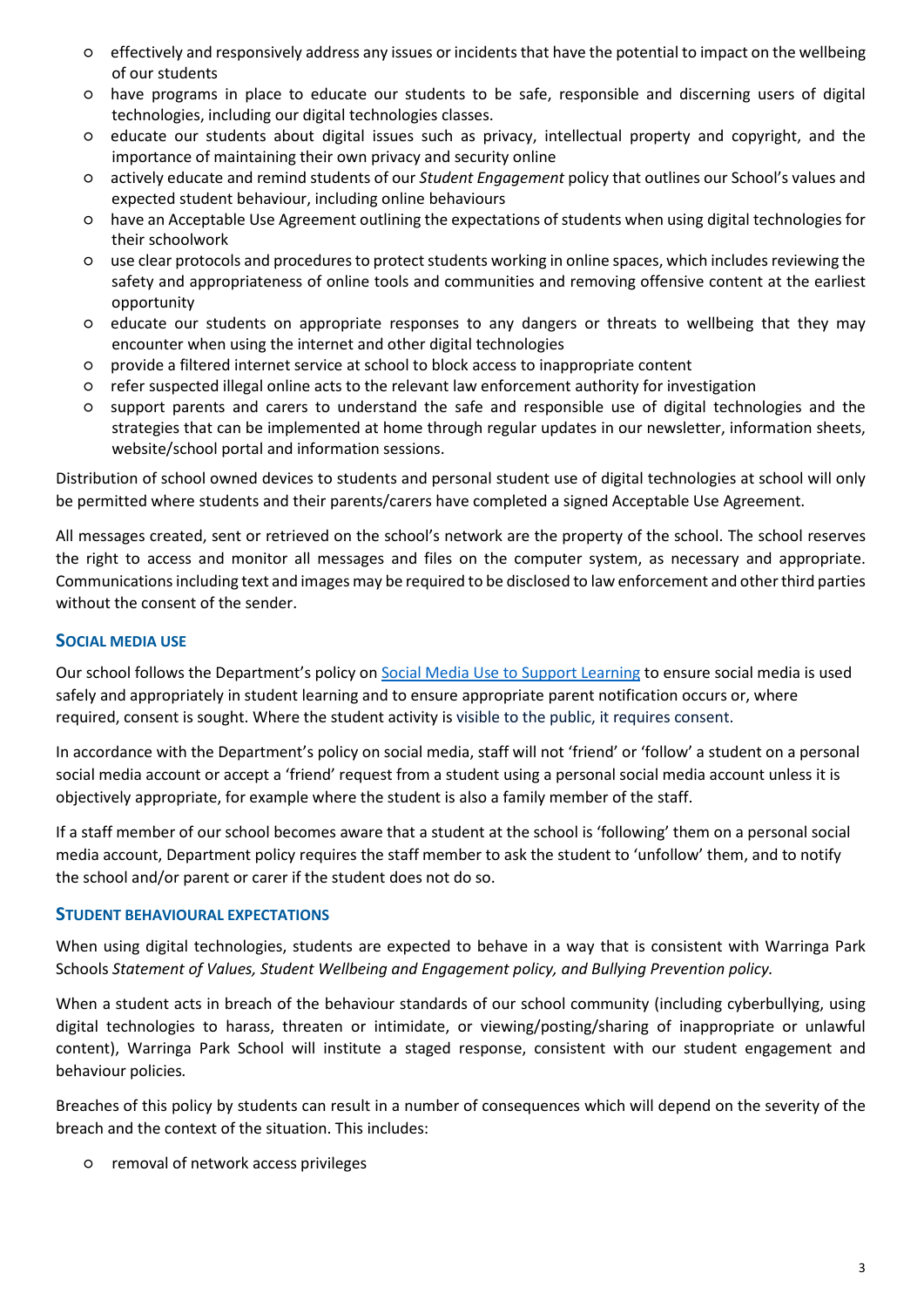- effectively and responsively address any issues or incidents that have the potential to impact on the wellbeing of our students
- have programs in place to educate our students to be safe, responsible and discerning users of digital technologies, including our digital technologies classes.
- educate our students about digital issues such as privacy, intellectual property and copyright, and the importance of maintaining their own privacy and security online
- actively educate and remind students of our *Student Engagement* policy that outlines our School's values and expected student behaviour, including online behaviours
- have an Acceptable Use Agreement outlining the expectations of students when using digital technologies for their schoolwork
- use clear protocols and procedures to protect students working in online spaces, which includes reviewing the safety and appropriateness of online tools and communities and removing offensive content at the earliest opportunity
- educate our students on appropriate responses to any dangers or threats to wellbeing that they may encounter when using the internet and other digital technologies
- provide a filtered internet service at school to block access to inappropriate content
- refer suspected illegal online acts to the relevant law enforcement authority for investigation
- support parents and carers to understand the safe and responsible use of digital technologies and the strategies that can be implemented at home through regular updates in our newsletter, information sheets, website/school portal and information sessions.

Distribution of school owned devices to students and personal student use of digital technologies at school will only be permitted where students and their parents/carers have completed a signed Acceptable Use Agreement.

All messages created, sent or retrieved on the school's network are the property of the school. The school reserves the right to access and monitor all messages and files on the computer system, as necessary and appropriate. Communications including text and images may be required to be disclosed to law enforcement and other third parties without the consent of the sender.

### SOCIAL MEDIA USE

Our school follows the Department's policy on [Social Media Use to Support Learning] to ensure social media is used safely and appropriately in student learning and to ensure appropriate parent notification occurs or, where required, consent is sought. Where the student activity is visible to the public, it requires consent.

In accordance with the Department's policy on social media, staff will not 'friend' or 'follow' a student on a personal social media account or accept a 'friend' request from a student using a personal social media account unless it is objectively appropriate, for example where the student is also a family member of the staff.

If a staff member of our school becomes aware that a student at the school is 'following' them on a personal social media account, Department policy requires the staff member to ask the student to 'unfollow' them, and to notify the school and/or parent or carer if the student does not do so.

### STUDENT BEHAVIOURAL EXPECTATIONS

When using digital technologies, students are expected to behave in a way that is consistent with Warringa Park Schools *Statement of Values, Student Wellbeing and Engagement policy, and Bullying Prevention policy.*

When a student acts in breach of the behaviour standards of our school community (including cyberbullying, using digital technologies to harass, threaten or intimidate, or viewing/posting/sharing of inappropriate or unlawful content), Warringa Park School will institute a staged response, consistent with our student engagement and behaviour policies*.*

Breaches of this policy by students can result in a number of consequences which will depend on the severity of the breach and the context of the situation. This includes:

- removal of network access privileges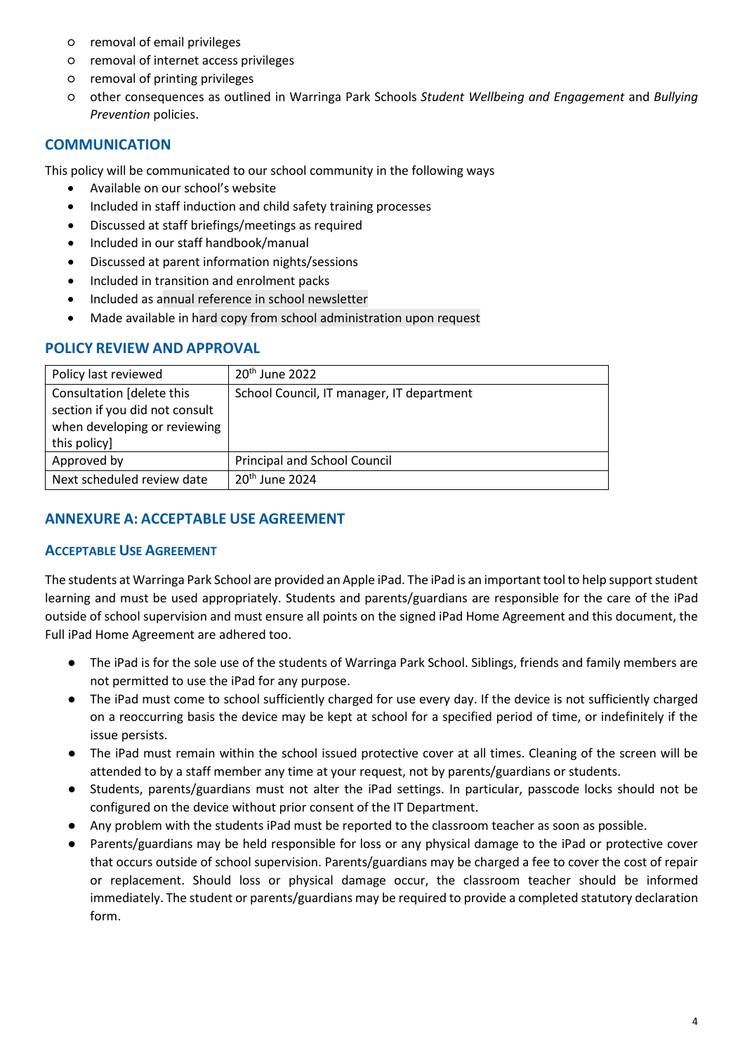- removal of email privileges
- removal of internet access privileges
- removal of printing privileges
- other consequences as outlined in Warringa Park Schools *Student Wellbeing and Engagement* and *Bullying Prevention* policies.

## COMMUNICATION

This policy will be communicated to our school community in the following ways

- Available on our school's website
- Included in staff induction and child safety training processes
- Discussed at staff briefings/meetings as required
- Included in our staff handbook/manual
- Discussed at parent information nights/sessions
- Included in transition and enrolment packs
- Included as annual reference in school newsletter
- Made available in hard copy from school administration upon request

## POLICY REVIEW AND APPROVAL

| Policy last reviewed | 20th June 2022 |
|---|---|
| Consultation [delete this section if you did not consult when developing or reviewing this policy] | School Council, IT manager, IT department |
| Approved by | Principal and School Council |
| Next scheduled review date | 20th June 2024 |

## ANNEXURE A: ACCEPTABLE USE AGREEMENT

### Acceptable Use Agreement

The students at Warringa Park School are provided an Apple iPad. The iPad is an important tool to help support student learning and must be used appropriately. Students and parents/guardians are responsible for the care of the iPad outside of school supervision and must ensure all points on the signed iPad Home Agreement and this document, the Full iPad Home Agreement are adhered too.

- The iPad is for the sole use of the students of Warringa Park School. Siblings, friends and family members are not permitted to use the iPad for any purpose.
- The iPad must come to school sufficiently charged for use every day. If the device is not sufficiently charged on a reoccurring basis the device may be kept at school for a specified period of time, or indefinitely if the issue persists.
- The iPad must remain within the school issued protective cover at all times. Cleaning of the screen will be attended to by a staff member any time at your request, not by parents/guardians or students.
- Students, parents/guardians must not alter the iPad settings. In particular, passcode locks should not be configured on the device without prior consent of the IT Department.
- Any problem with the students iPad must be reported to the classroom teacher as soon as possible.
- Parents/guardians may be held responsible for loss or any physical damage to the iPad or protective cover that occurs outside of school supervision. Parents/guardians may be charged a fee to cover the cost of repair or replacement. Should loss or physical damage occur, the classroom teacher should be informed immediately. The student or parents/guardians may be required to provide a completed statutory declaration form.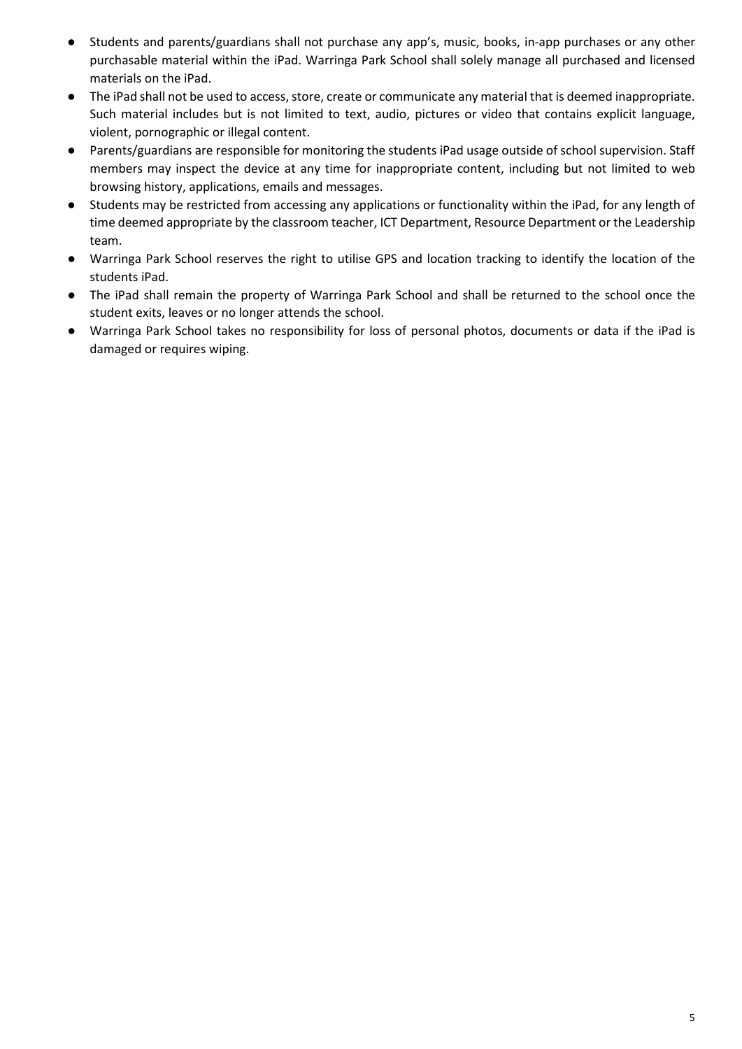- Students and parents/guardians shall not purchase any app's, music, books, in-app purchases or any other purchasable material within the iPad. Warringa Park School shall solely manage all purchased and licensed materials on the iPad.
- The iPad shall not be used to access, store, create or communicate any material that is deemed inappropriate. Such material includes but is not limited to text, audio, pictures or video that contains explicit language, violent, pornographic or illegal content.
- Parents/guardians are responsible for monitoring the students iPad usage outside of school supervision. Staff members may inspect the device at any time for inappropriate content, including but not limited to web browsing history, applications, emails and messages.
- Students may be restricted from accessing any applications or functionality within the iPad, for any length of time deemed appropriate by the classroom teacher, ICT Department, Resource Department or the Leadership team.
- Warringa Park School reserves the right to utilise GPS and location tracking to identify the location of the students iPad.
- The iPad shall remain the property of Warringa Park School and shall be returned to the school once the student exits, leaves or no longer attends the school.
- Warringa Park School takes no responsibility for loss of personal photos, documents or data if the iPad is damaged or requires wiping.